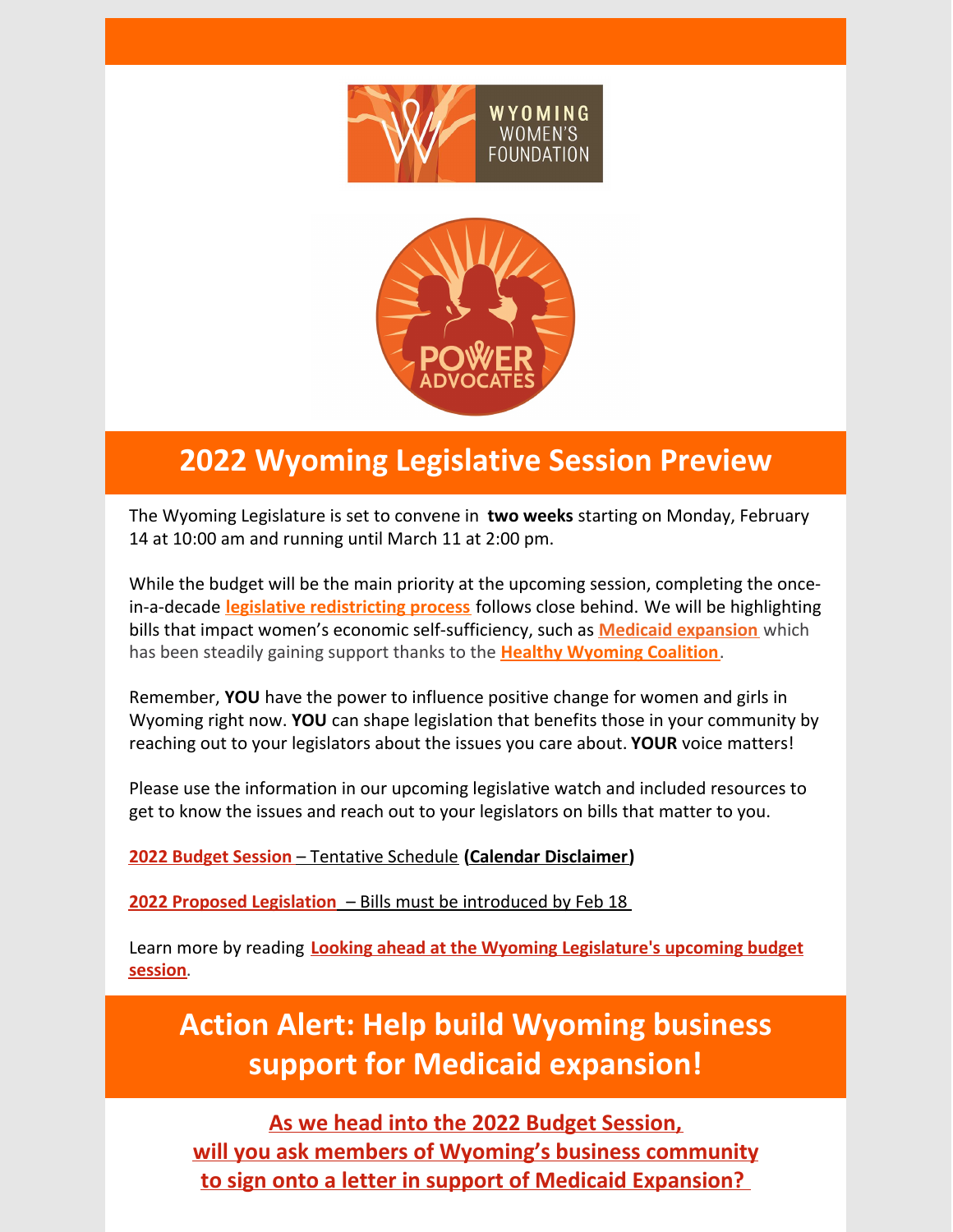# 2022 Wyoming Legislative Session Preview

The Wyoming Legislature is set to convene in **two weeks** starting on Monday, February 14 at 10:00 am and running until March 11 at 2:00 pm.

While the budget will be the main priority at the upcoming session, completing the once-in-a-decade **legislative redistricting process** follows close behind. We will be highlighting bills that impact women's economic self-sufficiency, such as **Medicaid expansion** which has been steadily gaining support thanks to the **Healthy Wyoming Coalition**.

Remember, **YOU** have the power to influence positive change for women and girls in Wyoming right now. **YOU** can shape legislation that benefits those in your community by reaching out to your legislators about the issues you care about. **YOUR** voice matters!

Please use the information in our upcoming legislative watch and included resources to get to know the issues and reach out to your legislators on bills that matter to you.

**2022 Budget Session** – Tentative Schedule **(Calendar Disclaimer)**

**2022 Proposed Legislation** – Bills must be introduced by Feb 18

Learn more by reading **Looking ahead at the Wyoming Legislature's upcoming budget session**.

# Action Alert: Help build Wyoming business support for Medicaid expansion!

**As we head into the 2022 Budget Session, will you ask members of Wyoming's business community to sign onto a letter in support of Medicaid Expansion?**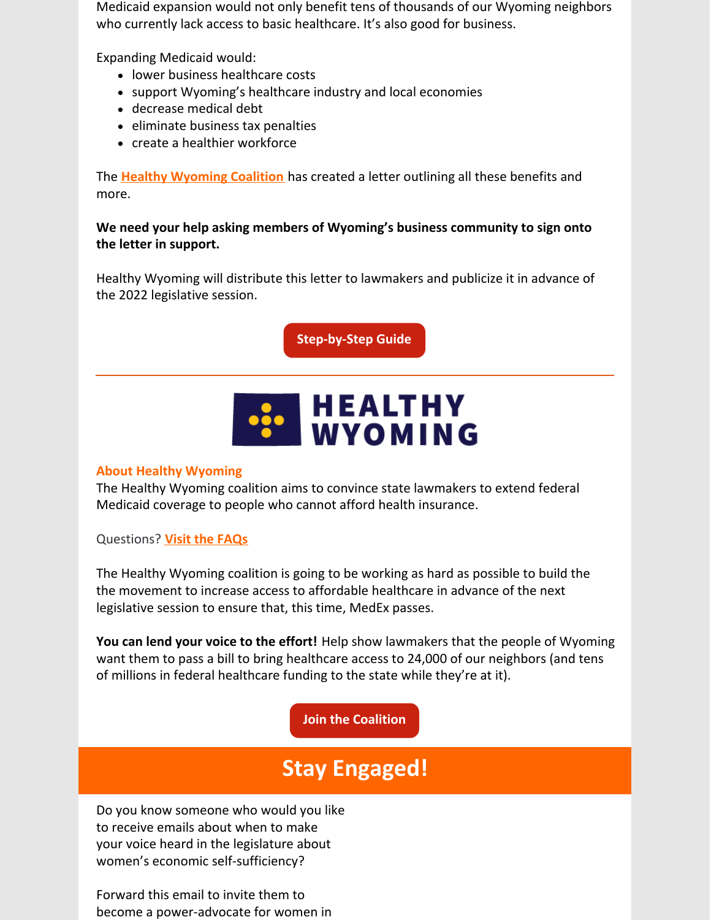Medicaid expansion would not only benefit tens of thousands of our Wyoming neighbors who currently lack access to basic healthcare. It's also good for business.

Expanding Medicaid would:

- lower business healthcare costs
- support Wyoming's healthcare industry and local economies
- decrease medical debt
- eliminate business tax penalties
- create a healthier workforce

The **Healthy Wyoming Coalition** has created a letter outlining all these benefits and more.

**We need your help asking members of Wyoming's business community to sign onto the letter in support.**

Healthy Wyoming will distribute this letter to lawmakers and publicize it in advance of the 2022 legislative session.

**Step-by-Step Guide**

---

HEALTHY WYOMING

**About Healthy Wyoming**

The Healthy Wyoming coalition aims to convince state lawmakers to extend federal Medicaid coverage to people who cannot afford health insurance.

Questions? **Visit the FAQs**

The Healthy Wyoming coalition is going to be working as hard as possible to build the the movement to increase access to affordable healthcare in advance of the next legislative session to ensure that, this time, MedEx passes.

**You can lend your voice to the effort!** Help show lawmakers that the people of Wyoming want them to pass a bill to bring healthcare access to 24,000 of our neighbors (and tens of millions in federal healthcare funding to the state while they're at it).

**Join the Coalition**

# Stay Engaged!

Do you know someone who would you like to receive emails about when to make your voice heard in the legislature about women's economic self-sufficiency?

Forward this email to invite them to become a power-advocate for women in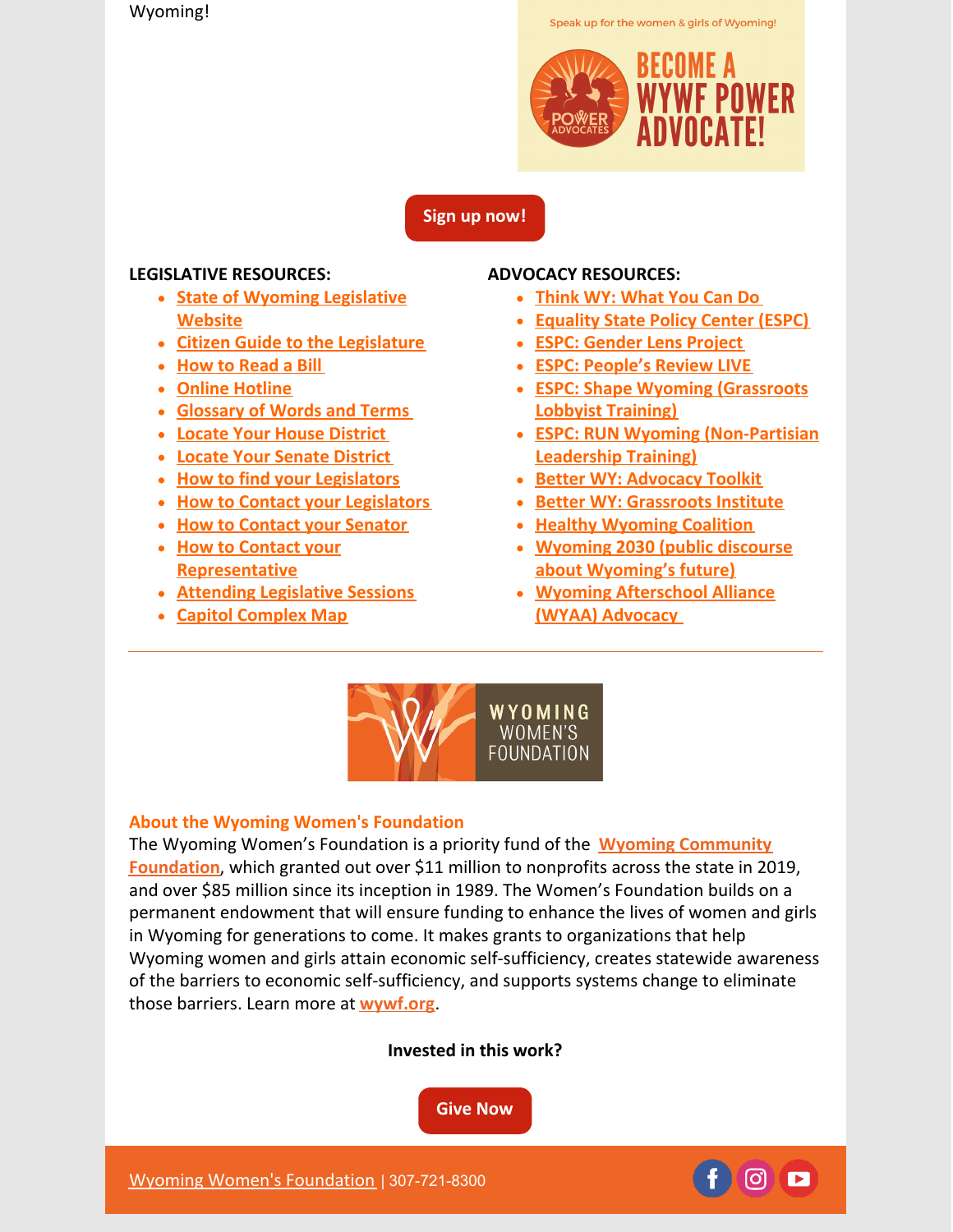Wyoming!

Speak up for the women & girls of Wyoming!

BECOME A WYWF POWER ADVOCATE!

Sign up now!

**LEGISLATIVE RESOURCES:**

- State of Wyoming Legislative Website
- Citizen Guide to the Legislature
- How to Read a Bill
- Online Hotline
- Glossary of Words and Terms
- Locate Your House District
- Locate Your Senate District
- How to find your Legislators
- How to Contact your Legislators
- How to Contact your Senator
- How to Contact your Representative
- Attending Legislative Sessions
- Capitol Complex Map

**ADVOCACY RESOURCES:**

- Think WY: What You Can Do
- Equality State Policy Center (ESPC)
- ESPC: Gender Lens Project
- ESPC: People's Review LIVE
- ESPC: Shape Wyoming (Grassroots Lobbyist Training)
- ESPC: RUN Wyoming (Non-Partisian Leadership Training)
- Better WY: Advocacy Toolkit
- Better WY: Grassroots Institute
- Healthy Wyoming Coalition
- Wyoming 2030 (public discourse about Wyoming's future)
- Wyoming Afterschool Alliance (WYAA) Advocacy

---

WYOMING WOMEN'S FOUNDATION

**About the Wyoming Women's Foundation**

The Wyoming Women's Foundation is a priority fund of the Wyoming Community Foundation, which granted out over $11 million to nonprofits across the state in 2019, and over $85 million since its inception in 1989. The Women's Foundation builds on a permanent endowment that will ensure funding to enhance the lives of women and girls in Wyoming for generations to come. It makes grants to organizations that help Wyoming women and girls attain economic self-sufficiency, creates statewide awareness of the barriers to economic self-sufficiency, and supports systems change to eliminate those barriers. Learn more at wywf.org.

**Invested in this work?**

Give Now

Wyoming Women's Foundation | 307-721-8300